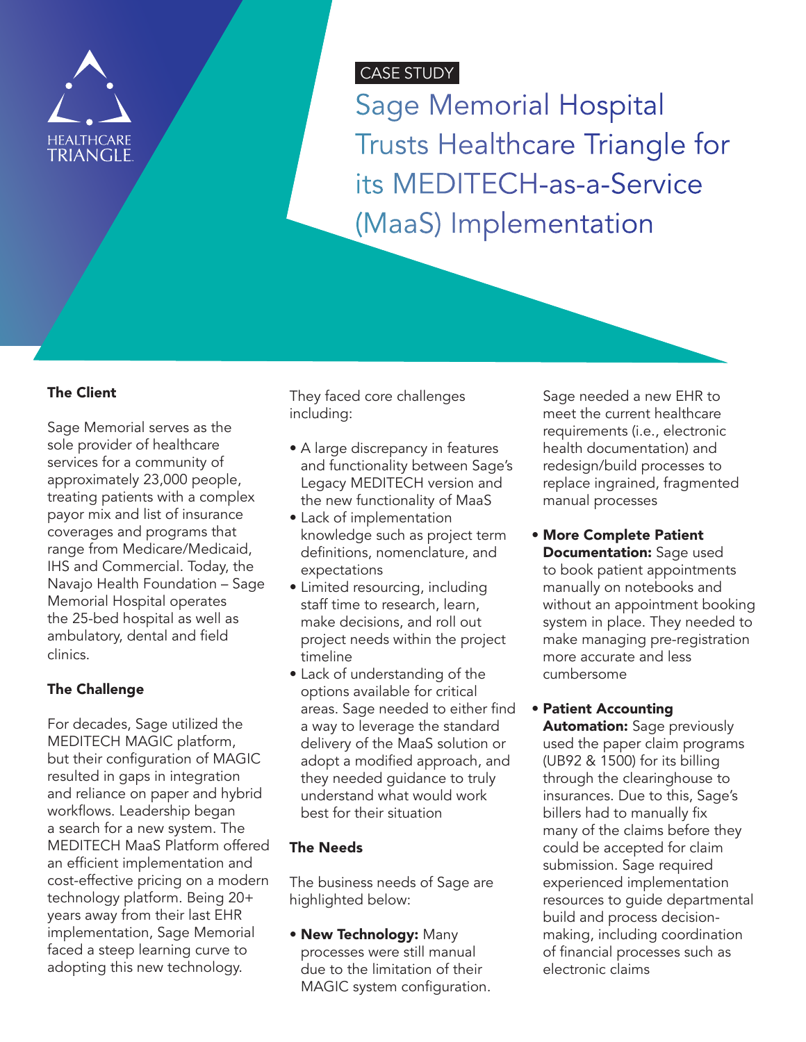HEALTHCARE TRIANGLE

CASE STUDY

# Sage Memorial Hospital Trusts Healthcare Triangle for its MEDITECH-as-a-Service (MaaS) Implementation

### The Client

Sage Memorial serves as the sole provider of healthcare services for a community of approximately 23,000 people, treating patients with a complex payor mix and list of insurance coverages and programs that range from Medicare/Medicaid, IHS and Commercial. Today, the Navajo Health Foundation – Sage Memorial Hospital operates the 25-bed hospital as well as ambulatory, dental and field clinics.

### The Challenge

For decades, Sage utilized the MEDITECH MAGIC platform, but their configuration of MAGIC resulted in gaps in integration and reliance on paper and hybrid workflows. Leadership began a search for a new system. The MEDITECH MaaS Platform offered an efficient implementation and cost-effective pricing on a modern technology platform. Being 20+ years away from their last EHR implementation, Sage Memorial faced a steep learning curve to adopting this new technology.

They faced core challenges including:

- A large discrepancy in features and functionality between Sage's Legacy MEDITECH version and the new functionality of MaaS
- Lack of implementation knowledge such as project term definitions, nomenclature, and expectations
- Limited resourcing, including staff time to research, learn, make decisions, and roll out project needs within the project timeline
- Lack of understanding of the options available for critical areas. Sage needed to either find a way to leverage the standard delivery of the MaaS solution or adopt a modified approach, and they needed guidance to truly understand what would work best for their situation

### The Needs

The business needs of Sage are highlighted below:

- **New Technology:** Many processes were still manual due to the limitation of their MAGIC system configuration. Sage needed a new EHR to meet the current healthcare requirements (i.e., electronic health documentation) and redesign/build processes to replace ingrained, fragmented manual processes
- **More Complete Patient Documentation:** Sage used to book patient appointments manually on notebooks and without an appointment booking system in place. They needed to make managing pre-registration more accurate and less cumbersome
- **Patient Accounting Automation:** Sage previously used the paper claim programs (UB92 & 1500) for its billing through the clearinghouse to insurances. Due to this, Sage's billers had to manually fix many of the claims before they could be accepted for claim submission. Sage required experienced implementation resources to guide departmental build and process decision-making, including coordination of financial processes such as electronic claims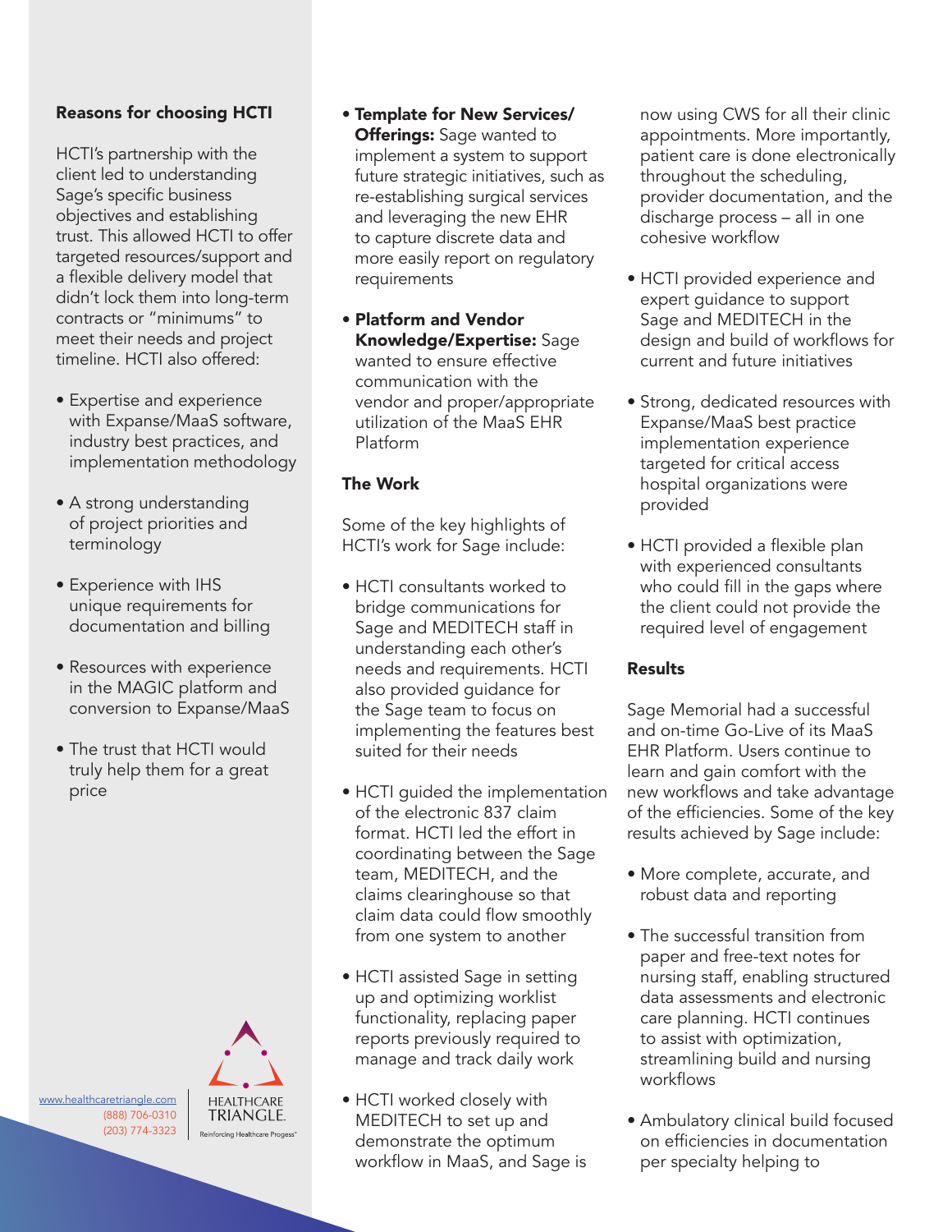### Reasons for choosing HCTI

HCTI's partnership with the client led to understanding Sage's specific business objectives and establishing trust. This allowed HCTI to offer targeted resources/support and a flexible delivery model that didn't lock them into long-term contracts or "minimums" to meet their needs and project timeline. HCTI also offered:

- Expertise and experience with Expanse/MaaS software, industry best practices, and implementation methodology
- A strong understanding of project priorities and terminology
- Experience with IHS unique requirements for documentation and billing
- Resources with experience in the MAGIC platform and conversion to Expanse/MaaS
- The trust that HCTI would truly help them for a great price

- **Template for New Services/ Offerings:** Sage wanted to implement a system to support future strategic initiatives, such as re-establishing surgical services and leveraging the new EHR to capture discrete data and more easily report on regulatory requirements
- **Platform and Vendor Knowledge/Expertise:** Sage wanted to ensure effective communication with the vendor and proper/appropriate utilization of the MaaS EHR Platform

### The Work

Some of the key highlights of HCTI's work for Sage include:

- HCTI consultants worked to bridge communications for Sage and MEDITECH staff in understanding each other's needs and requirements. HCTI also provided guidance for the Sage team to focus on implementing the features best suited for their needs
- HCTI guided the implementation of the electronic 837 claim format. HCTI led the effort in coordinating between the Sage team, MEDITECH, and the claims clearinghouse so that claim data could flow smoothly from one system to another
- HCTI assisted Sage in setting up and optimizing worklist functionality, replacing paper reports previously required to manage and track daily work
- HCTI worked closely with MEDITECH to set up and demonstrate the optimum workflow in MaaS, and Sage is now using CWS for all their clinic appointments. More importantly, patient care is done electronically throughout the scheduling, provider documentation, and the discharge process – all in one cohesive workflow
- HCTI provided experience and expert guidance to support Sage and MEDITECH in the design and build of workflows for current and future initiatives
- Strong, dedicated resources with Expanse/MaaS best practice implementation experience targeted for critical access hospital organizations were provided
- HCTI provided a flexible plan with experienced consultants who could fill in the gaps where the client could not provide the required level of engagement

### Results

Sage Memorial had a successful and on-time Go-Live of its MaaS EHR Platform. Users continue to learn and gain comfort with the new workflows and take advantage of the efficiencies. Some of the key results achieved by Sage include:

- More complete, accurate, and robust data and reporting
- The successful transition from paper and free-text notes for nursing staff, enabling structured data assessments and electronic care planning. HCTI continues to assist with optimization, streamlining build and nursing workflows
- Ambulatory clinical build focused on efficiencies in documentation per specialty helping to

www.healthcaretriangle.com
(888) 706-0310
(203) 774-3323

HEALTHCARE TRIANGLE
Reinforcing Healthcare Progess®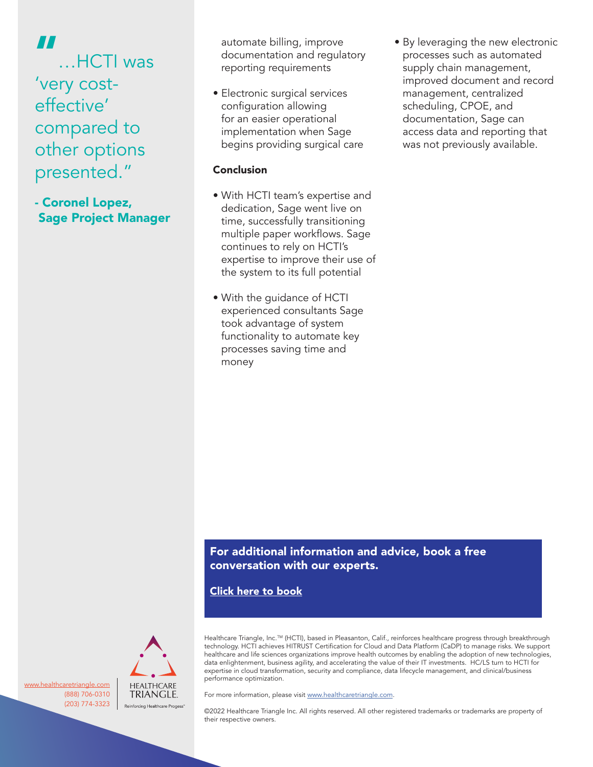> "...HCTI was 'very cost-effective' compared to other options presented."
>
> **- Coronel Lopez, Sage Project Manager**

automate billing, improve documentation and regulatory reporting requirements

- Electronic surgical services configuration allowing for an easier operational implementation when Sage begins providing surgical care

**Conclusion**

- With HCTI team's expertise and dedication, Sage went live on time, successfully transitioning multiple paper workflows. Sage continues to rely on HCTI's expertise to improve their use of the system to its full potential
- With the guidance of HCTI experienced consultants Sage took advantage of system functionality to automate key processes saving time and money
- By leveraging the new electronic processes such as automated supply chain management, improved document and record management, centralized scheduling, CPOE, and documentation, Sage can access data and reporting that was not previously available.

**For additional information and advice, book a free conversation with our experts.**

**Click here to book**

Healthcare Triangle, Inc.™ (HCTI), based in Pleasanton, Calif., reinforces healthcare progress through breakthrough technology. HCTI achieves HITRUST Certification for Cloud and Data Platform (CaDP) to manage risks. We support healthcare and life sciences organizations improve health outcomes by enabling the adoption of new technologies, data enlightenment, business agility, and accelerating the value of their IT investments. HC/LS turn to HCTI for expertise in cloud transformation, security and compliance, data lifecycle management, and clinical/business performance optimization.

For more information, please visit www.healthcaretriangle.com.

©2022 Healthcare Triangle Inc. All rights reserved. All other registered trademarks or trademarks are property of their respective owners.

www.healthcaretriangle.com
(888) 706-0310
(203) 774-3323

HEALTHCARE TRIANGLE.
Reinforcing Healthcare Progess®